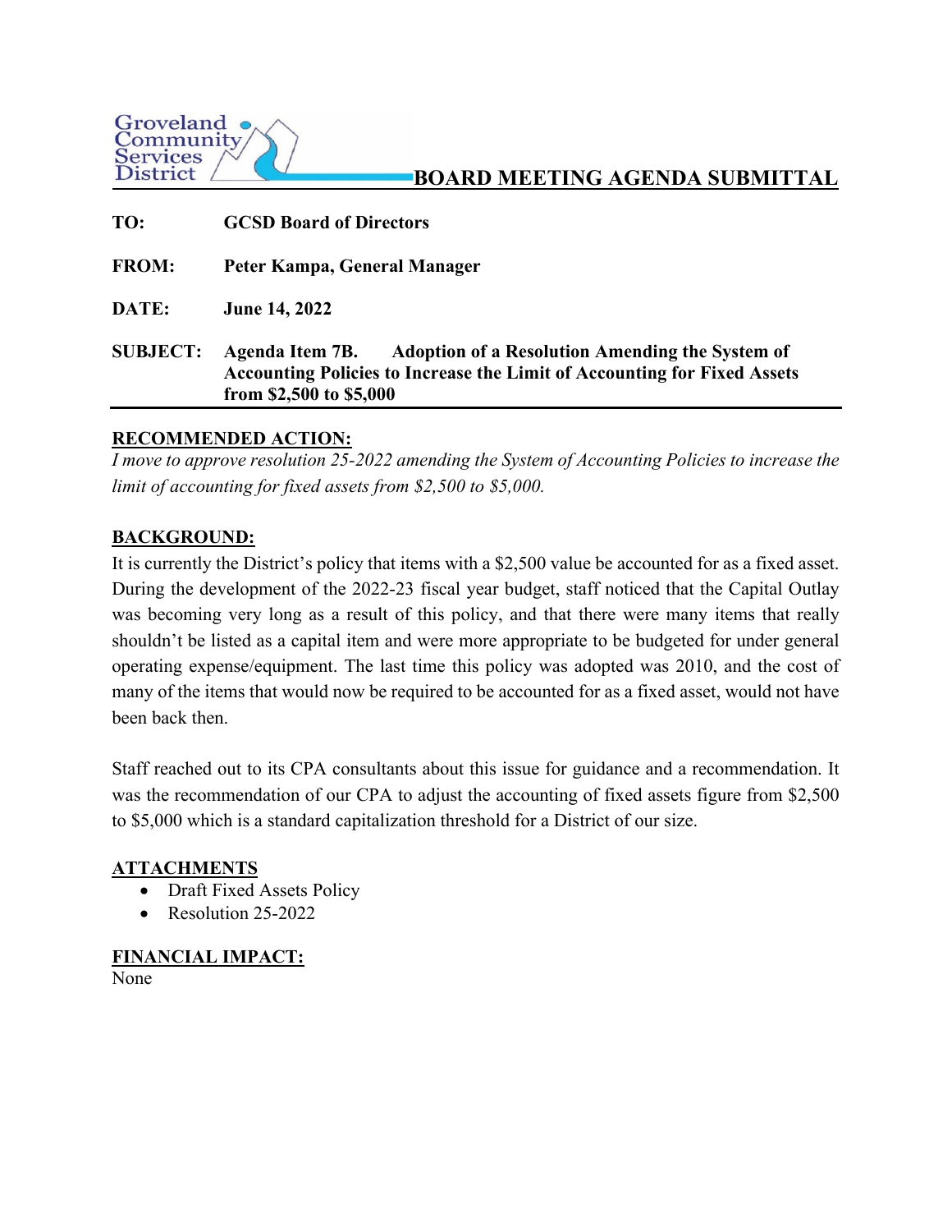Groveland Community Services District

# BOARD MEETING AGENDA SUBMITTAL

**TO:** **GCSD Board of Directors**

**FROM:** **Peter Kampa, General Manager**

**DATE:** **June 14, 2022**

**SUBJECT:** **Agenda Item 7B. Adoption of a Resolution Amending the System of Accounting Policies to Increase the Limit of Accounting for Fixed Assets from $2,500 to $5,000**

---

## RECOMMENDED ACTION:

*I move to approve resolution 25-2022 amending the System of Accounting Policies to increase the limit of accounting for fixed assets from $2,500 to $5,000.*

## BACKGROUND:

It is currently the District's policy that items with a $2,500 value be accounted for as a fixed asset. During the development of the 2022-23 fiscal year budget, staff noticed that the Capital Outlay was becoming very long as a result of this policy, and that there were many items that really shouldn't be listed as a capital item and were more appropriate to be budgeted for under general operating expense/equipment. The last time this policy was adopted was 2010, and the cost of many of the items that would now be required to be accounted for as a fixed asset, would not have been back then.

Staff reached out to its CPA consultants about this issue for guidance and a recommendation. It was the recommendation of our CPA to adjust the accounting of fixed assets figure from $2,500 to $5,000 which is a standard capitalization threshold for a District of our size.

## ATTACHMENTS

- Draft Fixed Assets Policy
- Resolution 25-2022

## FINANCIAL IMPACT:

None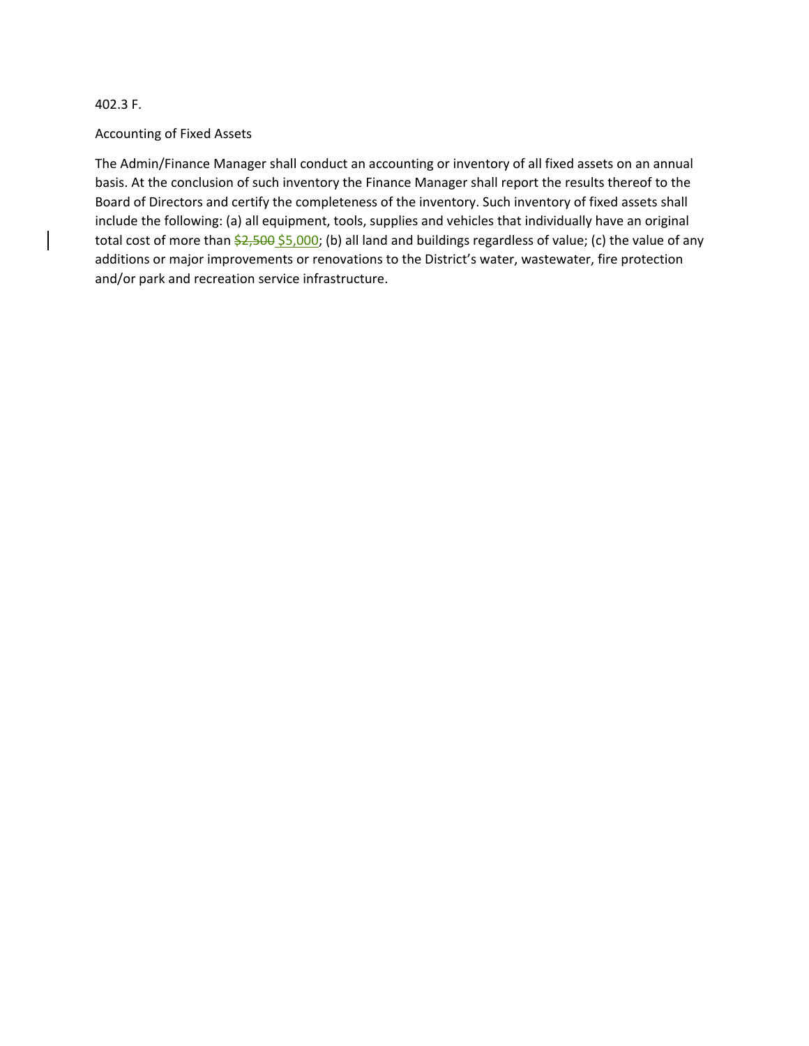402.3 F.

Accounting of Fixed Assets

The Admin/Finance Manager shall conduct an accounting or inventory of all fixed assets on an annual basis. At the conclusion of such inventory the Finance Manager shall report the results thereof to the Board of Directors and certify the completeness of the inventory. Such inventory of fixed assets shall include the following: (a) all equipment, tools, supplies and vehicles that individually have an original total cost of more than ~~$2,500~~ $5,000; (b) all land and buildings regardless of value; (c) the value of any additions or major improvements or renovations to the District's water, wastewater, fire protection and/or park and recreation service infrastructure.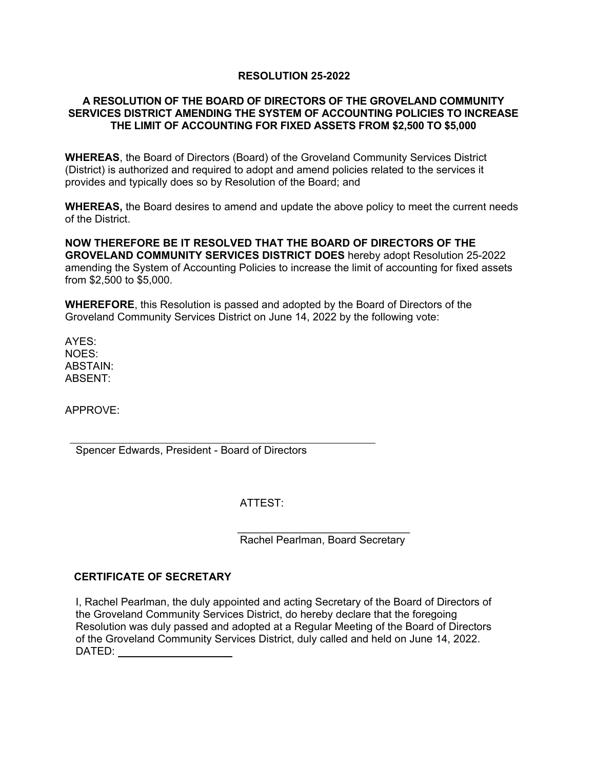# RESOLUTION 25-2022

## A RESOLUTION OF THE BOARD OF DIRECTORS OF THE GROVELAND COMMUNITY SERVICES DISTRICT AMENDING THE SYSTEM OF ACCOUNTING POLICIES TO INCREASE THE LIMIT OF ACCOUNTING FOR FIXED ASSETS FROM $2,500 TO $5,000

**WHEREAS**, the Board of Directors (Board) of the Groveland Community Services District (District) is authorized and required to adopt and amend policies related to the services it provides and typically does so by Resolution of the Board; and

**WHEREAS,** the Board desires to amend and update the above policy to meet the current needs of the District.

**NOW THEREFORE BE IT RESOLVED THAT THE BOARD OF DIRECTORS OF THE GROVELAND COMMUNITY SERVICES DISTRICT DOES** hereby adopt Resolution 25-2022 amending the System of Accounting Policies to increase the limit of accounting for fixed assets from $2,500 to $5,000.

**WHEREFORE**, this Resolution is passed and adopted by the Board of Directors of the Groveland Community Services District on June 14, 2022 by the following vote:

AYES:
NOES:
ABSTAIN:
ABSENT:

APPROVE:

______________________________
Spencer Edwards, President - Board of Directors

ATTEST:

______________________________
Rachel Pearlman, Board Secretary

**CERTIFICATE OF SECRETARY**

I, Rachel Pearlman, the duly appointed and acting Secretary of the Board of Directors of the Groveland Community Services District, do hereby declare that the foregoing Resolution was duly passed and adopted at a Regular Meeting of the Board of Directors of the Groveland Community Services District, duly called and held on June 14, 2022.
DATED: ____________________